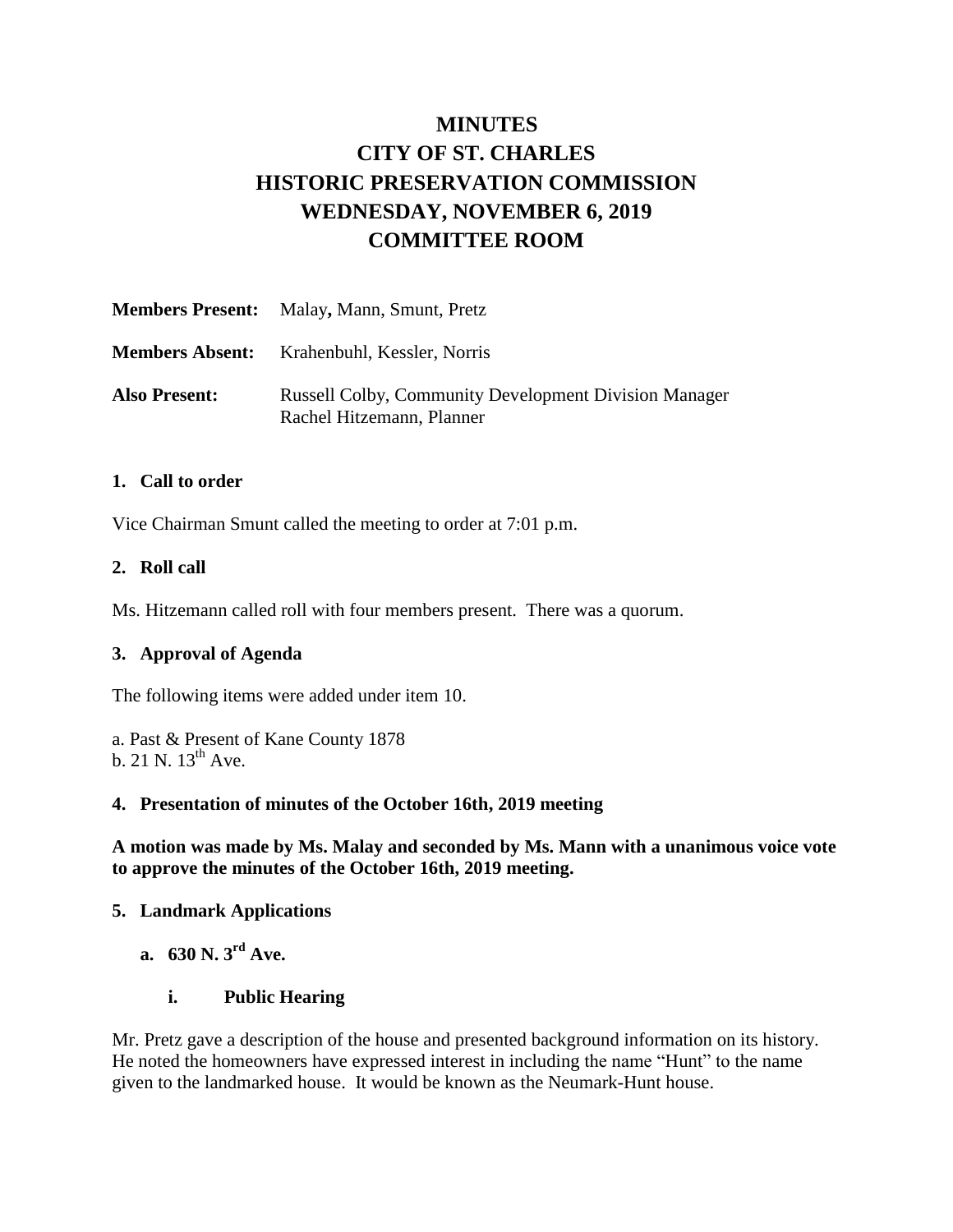# MINUTES
# CITY OF ST. CHARLES
# HISTORIC PRESERVATION COMMISSION
# WEDNESDAY, NOVEMBER 6, 2019
# COMMITTEE ROOM

**Members Present:** Malay**,** Mann, Smunt, Pretz

**Members Absent:** Krahenbuhl, Kessler, Norris

**Also Present:** Russell Colby, Community Development Division Manager
Rachel Hitzemann, Planner

### 1. Call to order

Vice Chairman Smunt called the meeting to order at 7:01 p.m.

### 2. Roll call

Ms. Hitzemann called roll with four members present. There was a quorum.

### 3. Approval of Agenda

The following items were added under item 10.

a. Past & Present of Kane County 1878
b. 21 N. 13th Ave.

### 4. Presentation of minutes of the October 16th, 2019 meeting

**A motion was made by Ms. Malay and seconded by Ms. Mann with a unanimous voice vote to approve the minutes of the October 16th, 2019 meeting.**

### 5. Landmark Applications

**a. 630 N. 3rd Ave.**

**i. Public Hearing**

Mr. Pretz gave a description of the house and presented background information on its history. He noted the homeowners have expressed interest in including the name "Hunt" to the name given to the landmarked house. It would be known as the Neumark-Hunt house.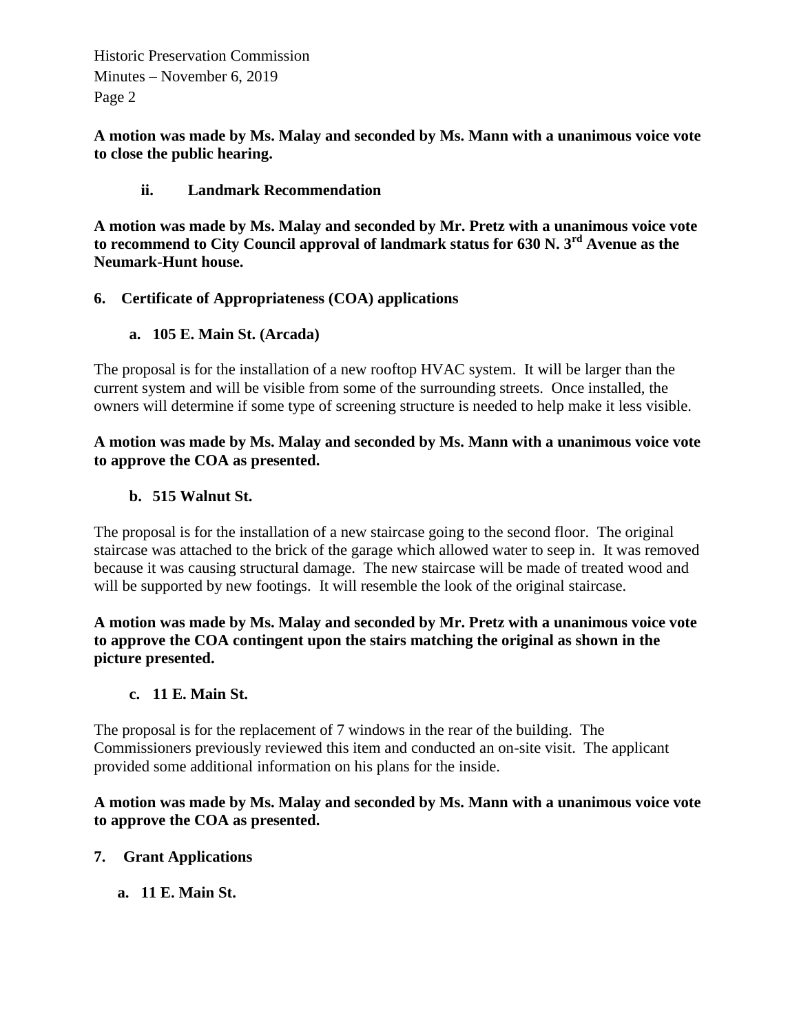**A motion was made by Ms. Malay and seconded by Ms. Mann with a unanimous voice vote to close the public hearing.**

### ii. Landmark Recommendation

**A motion was made by Ms. Malay and seconded by Mr. Pretz with a unanimous voice vote to recommend to City Council approval of landmark status for 630 N. 3rd Avenue as the Neumark-Hunt house.**

## 6. Certificate of Appropriateness (COA) applications

### a. 105 E. Main St. (Arcada)

The proposal is for the installation of a new rooftop HVAC system. It will be larger than the current system and will be visible from some of the surrounding streets. Once installed, the owners will determine if some type of screening structure is needed to help make it less visible.

**A motion was made by Ms. Malay and seconded by Ms. Mann with a unanimous voice vote to approve the COA as presented.**

### b. 515 Walnut St.

The proposal is for the installation of a new staircase going to the second floor. The original staircase was attached to the brick of the garage which allowed water to seep in. It was removed because it was causing structural damage. The new staircase will be made of treated wood and will be supported by new footings. It will resemble the look of the original staircase.

**A motion was made by Ms. Malay and seconded by Mr. Pretz with a unanimous voice vote to approve the COA contingent upon the stairs matching the original as shown in the picture presented.**

### c. 11 E. Main St.

The proposal is for the replacement of 7 windows in the rear of the building. The Commissioners previously reviewed this item and conducted an on-site visit. The applicant provided some additional information on his plans for the inside.

**A motion was made by Ms. Malay and seconded by Ms. Mann with a unanimous voice vote to approve the COA as presented.**

## 7. Grant Applications

### a. 11 E. Main St.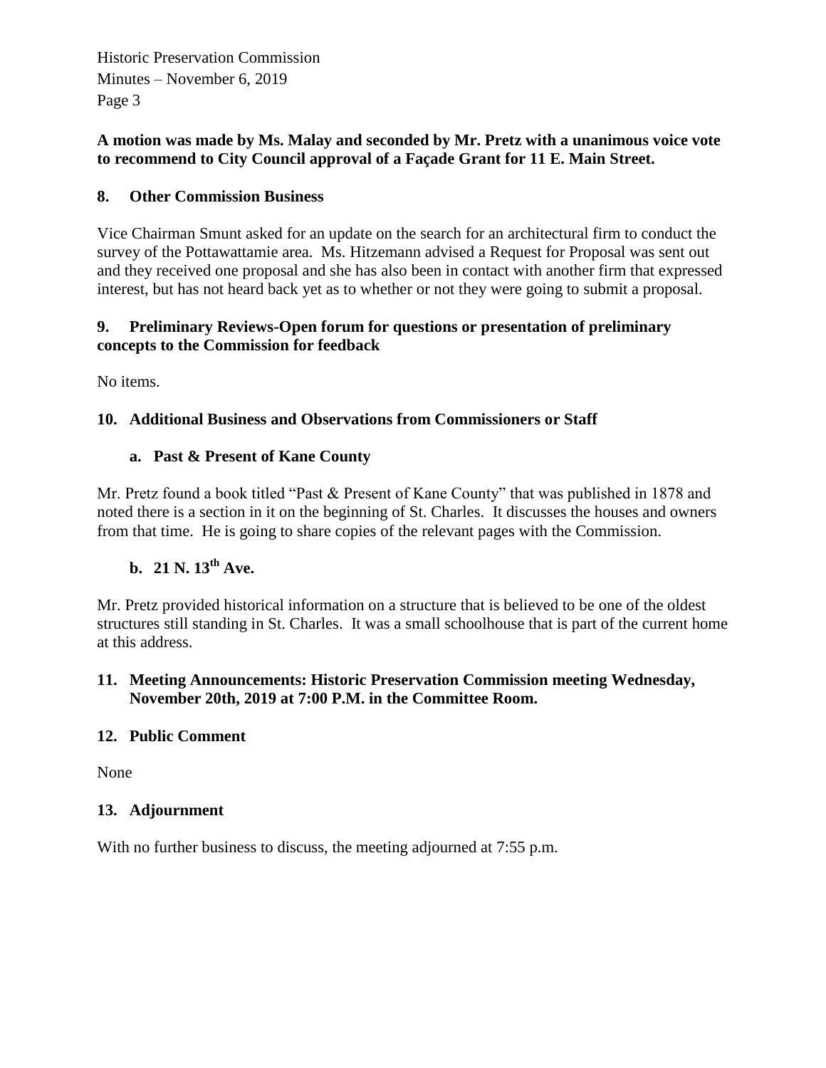**A motion was made by Ms. Malay and seconded by Mr. Pretz with a unanimous voice vote to recommend to City Council approval of a Façade Grant for 11 E. Main Street.**

## 8. Other Commission Business

Vice Chairman Smunt asked for an update on the search for an architectural firm to conduct the survey of the Pottawattamie area. Ms. Hitzemann advised a Request for Proposal was sent out and they received one proposal and she has also been in contact with another firm that expressed interest, but has not heard back yet as to whether or not they were going to submit a proposal.

## 9. Preliminary Reviews-Open forum for questions or presentation of preliminary concepts to the Commission for feedback

No items.

## 10. Additional Business and Observations from Commissioners or Staff

### a. Past & Present of Kane County

Mr. Pretz found a book titled "Past & Present of Kane County" that was published in 1878 and noted there is a section in it on the beginning of St. Charles. It discusses the houses and owners from that time. He is going to share copies of the relevant pages with the Commission.

### b. 21 N. 13th Ave.

Mr. Pretz provided historical information on a structure that is believed to be one of the oldest structures still standing in St. Charles. It was a small schoolhouse that is part of the current home at this address.

## 11. Meeting Announcements: Historic Preservation Commission meeting Wednesday, November 20th, 2019 at 7:00 P.M. in the Committee Room.

## 12. Public Comment

None

## 13. Adjournment

With no further business to discuss, the meeting adjourned at 7:55 p.m.